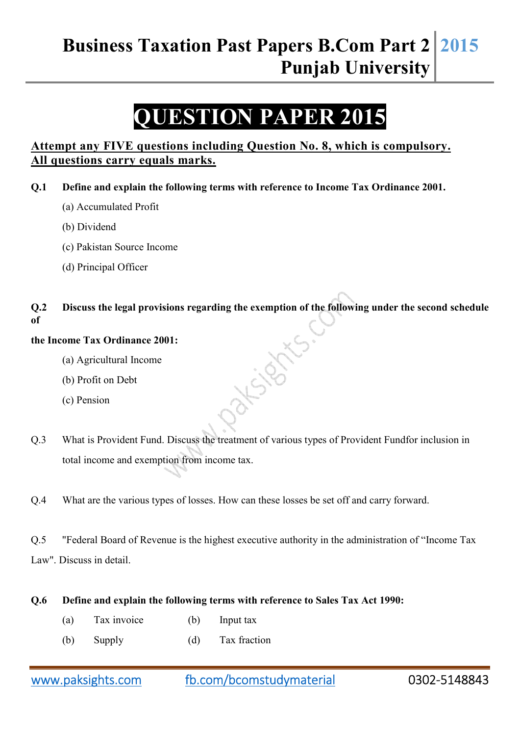# Business Taxation Past Papers B.Com Part 2 Punjab University 2015

# QUESTION PAPER 2015

**Attempt any FIVE questions including Question No. 8, which is compulsory. All questions carry equals marks.**

**Q.1 Define and explain the following terms with reference to Income Tax Ordinance 2001.**

(a) Accumulated Profit

(b) Dividend

(c) Pakistan Source Income

(d) Principal Officer

**Q.2 Discuss the legal provisions regarding the exemption of the following under the second schedule of the Income Tax Ordinance 2001:**

(a) Agricultural Income

(b) Profit on Debt

(c) Pension

Q.3 What is Provident Fund. Discuss the treatment of various types of Provident Fundfor inclusion in total income and exemption from income tax.

Q.4 What are the various types of losses. How can these losses be set off and carry forward.

Q.5 "Federal Board of Revenue is the highest executive authority in the administration of "Income Tax Law". Discuss in detail.

**Q.6 Define and explain the following terms with reference to Sales Tax Act 1990:**

(a) Tax invoice (b) Input tax

(b) Supply (d) Tax fraction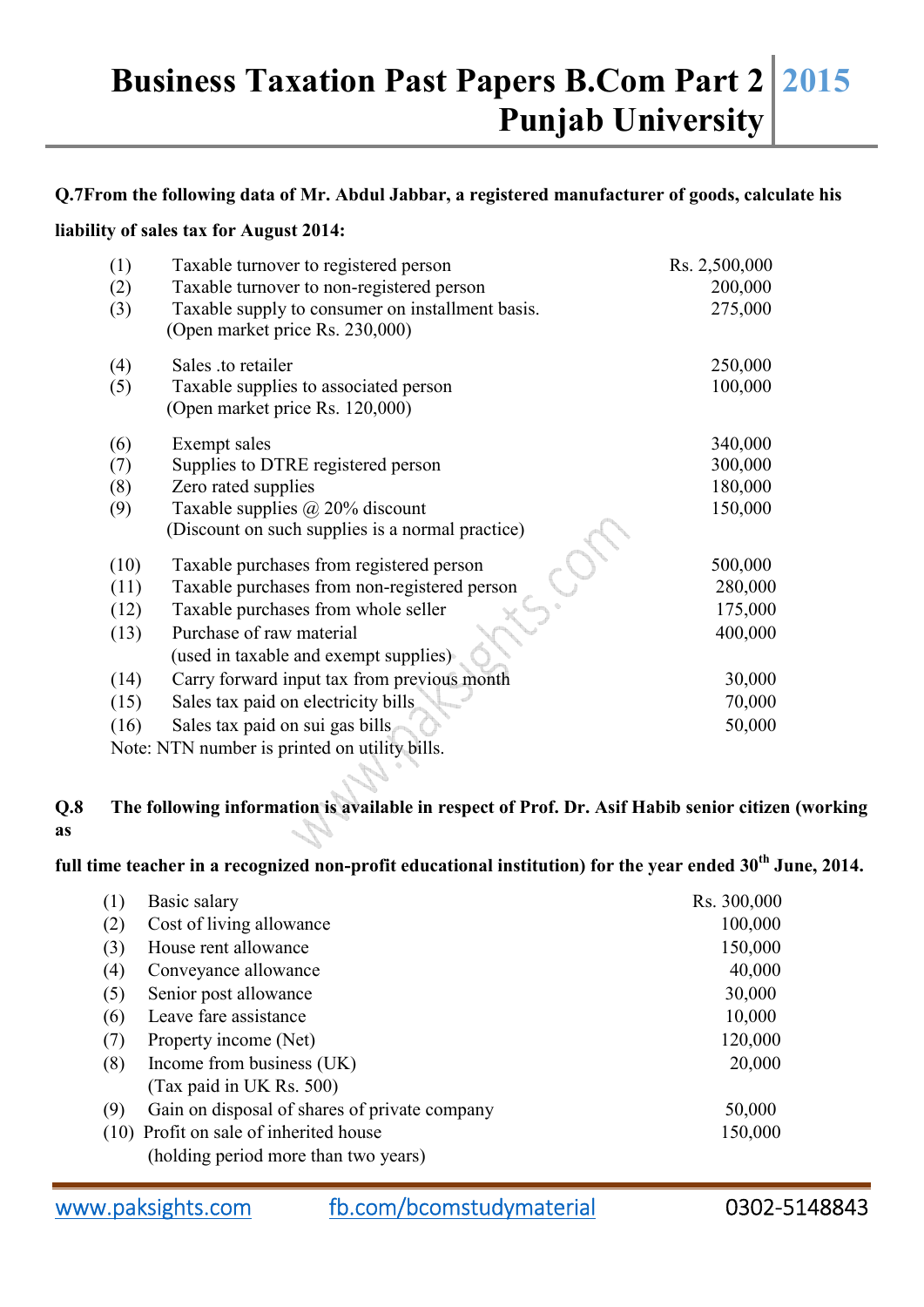**Q.7 From the following data of Mr. Abdul Jabbar, a registered manufacturer of goods, calculate his liability of sales tax for August 2014:**

| | | |
|---|---|---|
| (1) | Taxable turnover to registered person | Rs. 2,500,000 |
| (2) | Taxable turnover to non-registered person | 200,000 |
| (3) | Taxable supply to consumer on installment basis. (Open market price Rs. 230,000) | 275,000 |
| (4) | Sales .to retailer | 250,000 |
| (5) | Taxable supplies to associated person (Open market price Rs. 120,000) | 100,000 |
| (6) | Exempt sales | 340,000 |
| (7) | Supplies to DTRE registered person | 300,000 |
| (8) | Zero rated supplies | 180,000 |
| (9) | Taxable supplies @ 20% discount (Discount on such supplies is a normal practice) | 150,000 |
| (10) | Taxable purchases from registered person | 500,000 |
| (11) | Taxable purchases from non-registered person | 280,000 |
| (12) | Taxable purchases from whole seller | 175,000 |
| (13) | Purchase of raw material (used in taxable and exempt supplies) | 400,000 |
| (14) | Carry forward input tax from previous month | 30,000 |
| (15) | Sales tax paid on electricity bills | 70,000 |
| (16) | Sales tax paid on sui gas bills | 50,000 |

Note: NTN number is printed on utility bills.

**Q.8 The following information is available in respect of Prof. Dr. Asif Habib senior citizen (working as full time teacher in a recognized non-profit educational institution) for the year ended 30th June, 2014.**

| | | |
|---|---|---|
| (1) | Basic salary | Rs. 300,000 |
| (2) | Cost of living allowance | 100,000 |
| (3) | House rent allowance | 150,000 |
| (4) | Conveyance allowance | 40,000 |
| (5) | Senior post allowance | 30,000 |
| (6) | Leave fare assistance | 10,000 |
| (7) | Property income (Net) | 120,000 |
| (8) | Income from business (UK) (Tax paid in UK Rs. 500) | 20,000 |
| (9) | Gain on disposal of shares of private company | 50,000 |
| (10) | Profit on sale of inherited house (holding period more than two years) | 150,000 |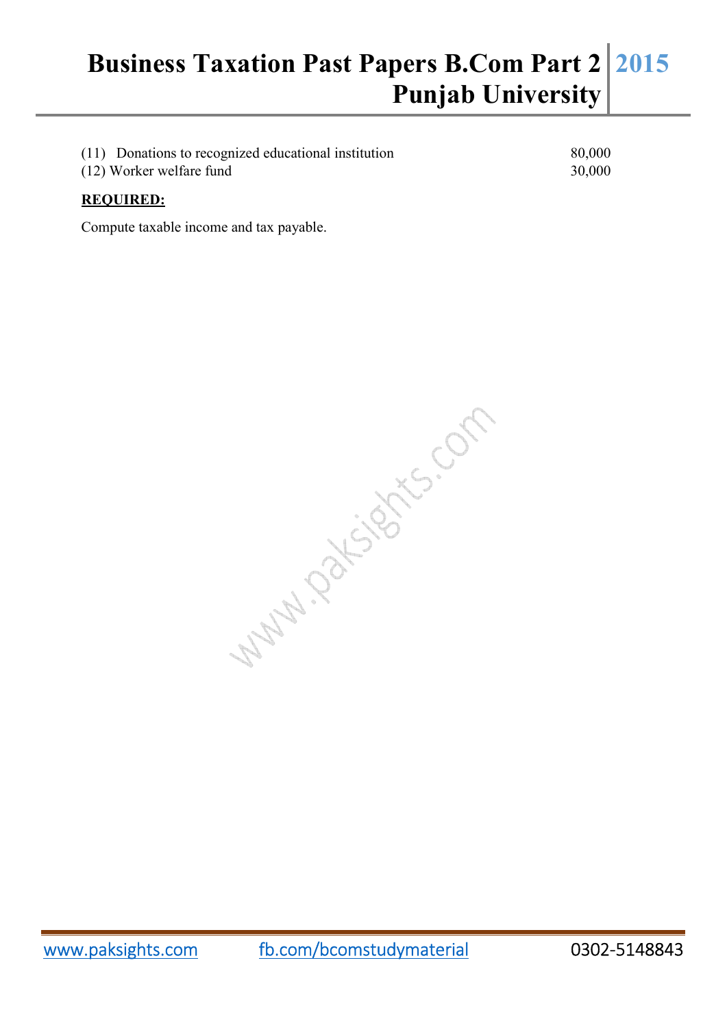| | |
|---|---|
| (11) Donations to recognized educational institution | 80,000 |
| (12) Worker welfare fund | 30,000 |

**REQUIRED:**

Compute taxable income and tax payable.